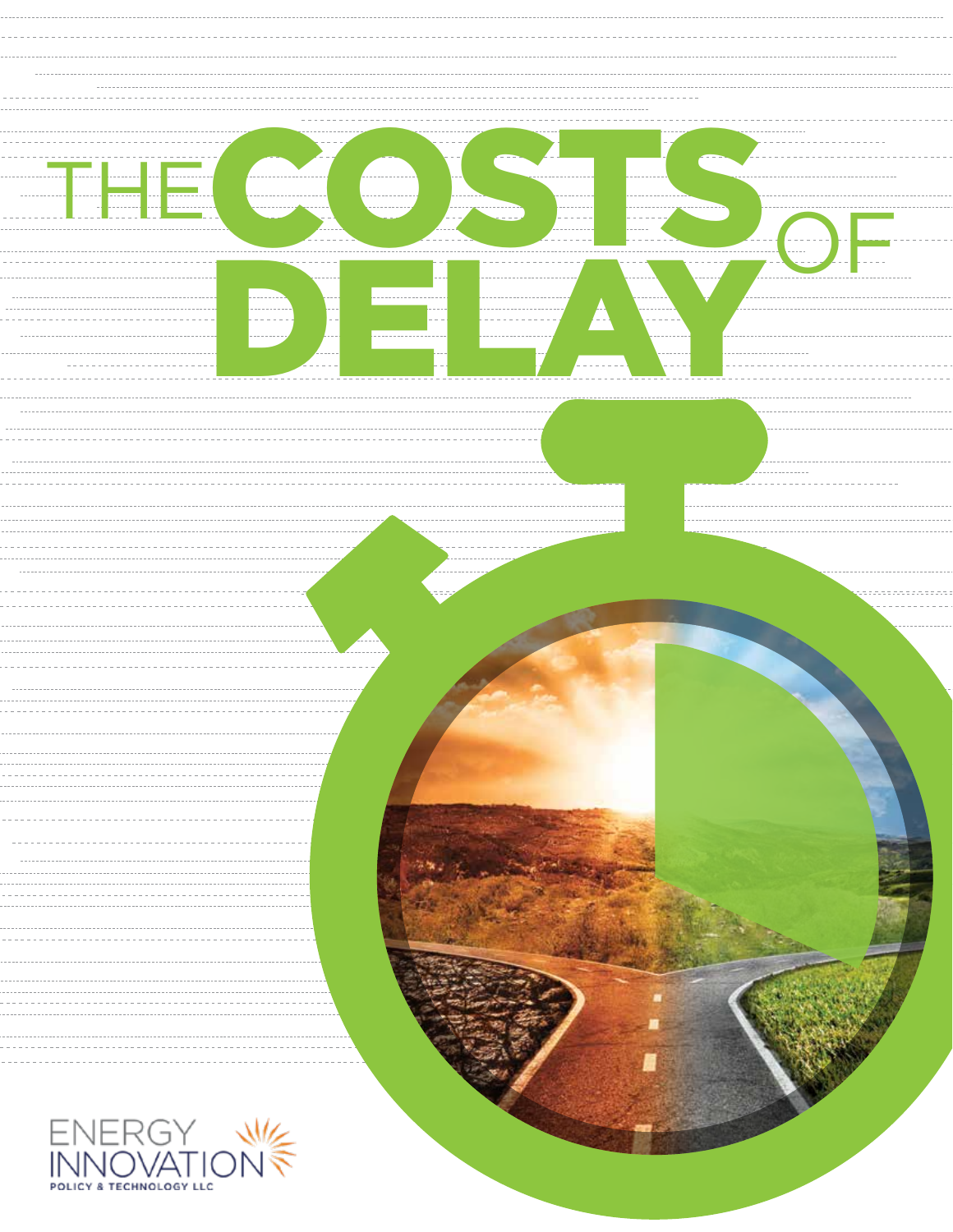# THE COSTS OF DELAY

ENERGY INNOVATION
POLICY & TECHNOLOGY LLC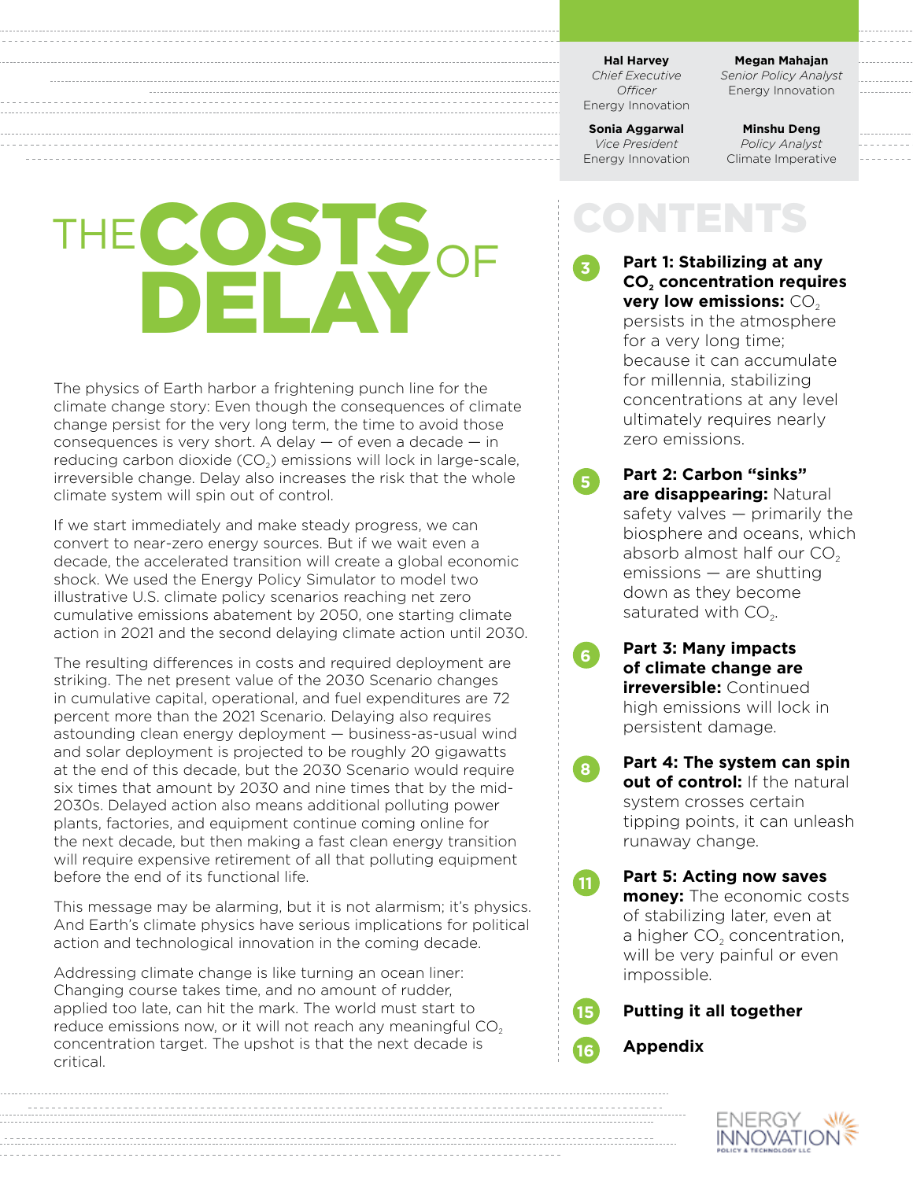**Hal Harvey**
*Chief Executive Officer*
Energy Innovation

**Megan Mahajan**
*Senior Policy Analyst*
Energy Innovation

**Sonia Aggarwal**
*Vice President*
Energy Innovation

**Minshu Deng**
*Policy Analyst*
Climate Imperative

# THE COSTS OF DELAY

The physics of Earth harbor a frightening punch line for the climate change story: Even though the consequences of climate change persist for the very long term, the time to avoid those consequences is very short. A delay — of even a decade — in reducing carbon dioxide ($CO_2$) emissions will lock in large-scale, irreversible change. Delay also increases the risk that the whole climate system will spin out of control.

If we start immediately and make steady progress, we can convert to near-zero energy sources. But if we wait even a decade, the accelerated transition will create a global economic shock. We used the Energy Policy Simulator to model two illustrative U.S. climate policy scenarios reaching net zero cumulative emissions abatement by 2050, one starting climate action in 2021 and the second delaying climate action until 2030.

The resulting differences in costs and required deployment are striking. The net present value of the 2030 Scenario changes in cumulative capital, operational, and fuel expenditures are 72 percent more than the 2021 Scenario. Delaying also requires astounding clean energy deployment — business-as-usual wind and solar deployment is projected to be roughly 20 gigawatts at the end of this decade, but the 2030 Scenario would require six times that amount by 2030 and nine times that by the mid-2030s. Delayed action also means additional polluting power plants, factories, and equipment continue coming online for the next decade, but then making a fast clean energy transition will require expensive retirement of all that polluting equipment before the end of its functional life.

This message may be alarming, but it is not alarmism; it's physics. And Earth's climate physics have serious implications for political action and technological innovation in the coming decade.

Addressing climate change is like turning an ocean liner: Changing course takes time, and no amount of rudder, applied too late, can hit the mark. The world must start to reduce emissions now, or it will not reach any meaningful $CO_2$ concentration target. The upshot is that the next decade is critical.

## CONTENTS

- 3 — **Part 1: Stabilizing at any $CO_2$ concentration requires very low emissions:** $CO_2$ persists in the atmosphere for a very long time; because it can accumulate for millennia, stabilizing concentrations at any level ultimately requires nearly zero emissions.
- 5 — **Part 2: Carbon "sinks" are disappearing:** Natural safety valves — primarily the biosphere and oceans, which absorb almost half our $CO_2$ emissions — are shutting down as they become saturated with $CO_2$.
- 6 — **Part 3: Many impacts of climate change are irreversible:** Continued high emissions will lock in persistent damage.
- 8 — **Part 4: The system can spin out of control:** If the natural system crosses certain tipping points, it can unleash runaway change.
- 11 — **Part 5: Acting now saves money:** The economic costs of stabilizing later, even at a higher $CO_2$ concentration, will be very painful or even impossible.
- 15 — **Putting it all together**
- 16 — **Appendix**

ENERGY INNOVATION
POLICY & TECHNOLOGY LLC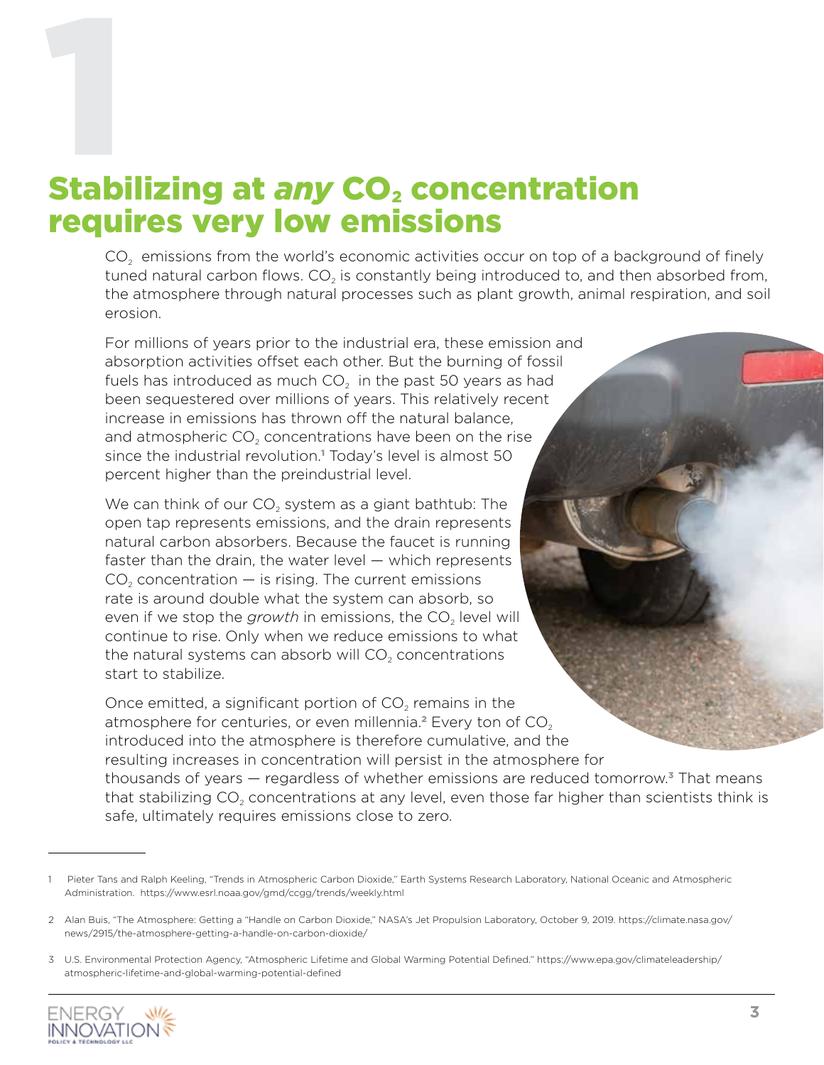1

# Stabilizing at *any* $CO_2$ concentration requires very low emissions

$CO_2$ emissions from the world's economic activities occur on top of a background of finely tuned natural carbon flows. $CO_2$ is constantly being introduced to, and then absorbed from, the atmosphere through natural processes such as plant growth, animal respiration, and soil erosion.

For millions of years prior to the industrial era, these emission and absorption activities offset each other. But the burning of fossil fuels has introduced as much $CO_2$ in the past 50 years as had been sequestered over millions of years. This relatively recent increase in emissions has thrown off the natural balance, and atmospheric $CO_2$ concentrations have been on the rise since the industrial revolution.[1] Today's level is almost 50 percent higher than the preindustrial level.

We can think of our $CO_2$ system as a giant bathtub: The open tap represents emissions, and the drain represents natural carbon absorbers. Because the faucet is running faster than the drain, the water level — which represents $CO_2$ concentration — is rising. The current emissions rate is around double what the system can absorb, so even if we stop the *growth* in emissions, the $CO_2$ level will continue to rise. Only when we reduce emissions to what the natural systems can absorb will $CO_2$ concentrations start to stabilize.

Once emitted, a significant portion of $CO_2$ remains in the atmosphere for centuries, or even millennia.[2] Every ton of $CO_2$ introduced into the atmosphere is therefore cumulative, and the resulting increases in concentration will persist in the atmosphere for thousands of years — regardless of whether emissions are reduced tomorrow.[3] That means that stabilizing $CO_2$ concentrations at any level, even those far higher than scientists think is safe, ultimately requires emissions close to zero.

---

1 Pieter Tans and Ralph Keeling, "Trends in Atmospheric Carbon Dioxide," Earth Systems Research Laboratory, National Oceanic and Atmospheric Administration. https://www.esrl.noaa.gov/gmd/ccgg/trends/weekly.html

2 Alan Buis, "The Atmosphere: Getting a "Handle on Carbon Dioxide," NASA's Jet Propulsion Laboratory, October 9, 2019. https://climate.nasa.gov/news/2915/the-atmosphere-getting-a-handle-on-carbon-dioxide/

3 U.S. Environmental Protection Agency, "Atmospheric Lifetime and Global Warming Potential Defined." https://www.epa.gov/climateleadership/atmospheric-lifetime-and-global-warming-potential-defined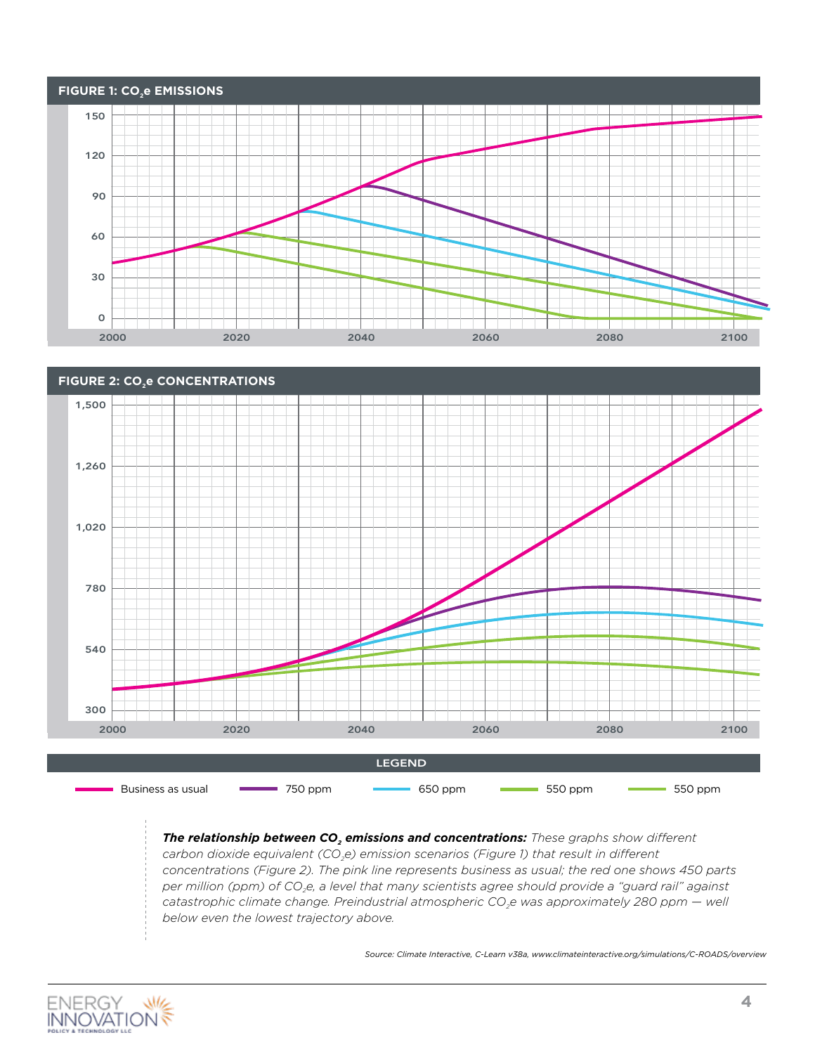**FIGURE 1: $CO_2$e EMISSIONS**

**FIGURE 2: $CO_2$e CONCENTRATIONS**

**LEGEND**

Business as usual | 750 ppm | 650 ppm | 550 ppm | 550 ppm

***The relationship between $CO_2$ emissions and concentrations:*** *These graphs show different carbon dioxide equivalent ($CO_2$e) emission scenarios (Figure 1) that result in different concentrations (Figure 2). The pink line represents business as usual; the red one shows 450 parts per million (ppm) of $CO_2$e, a level that many scientists agree should provide a "guard rail" against catastrophic climate change. Preindustrial atmospheric $CO_2$e was approximately 280 ppm — well below even the lowest trajectory above.*

*Source: Climate Interactive, C-Learn v38a, www.climateinteractive.org/simulations/C-ROADS/overview*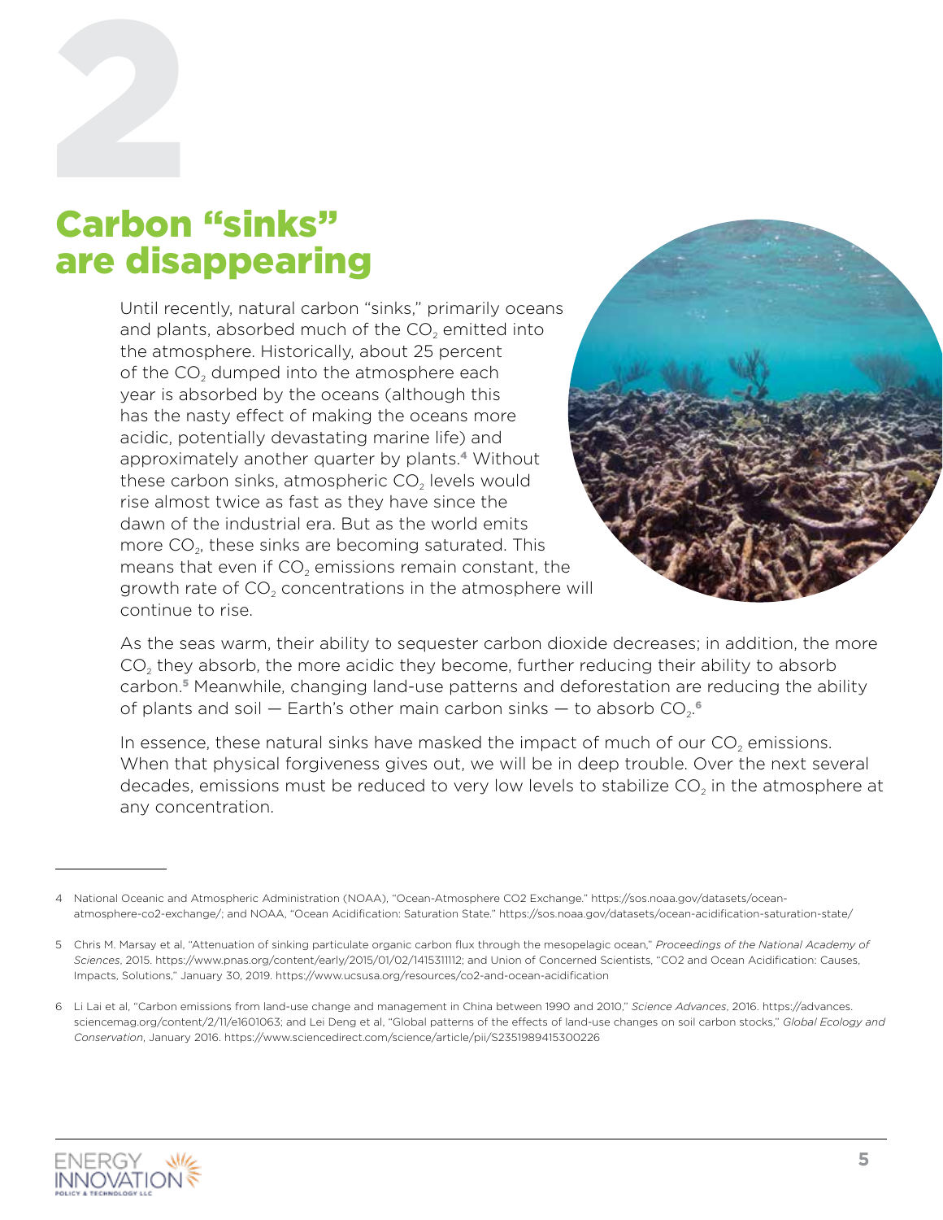# 2

# Carbon "sinks" are disappearing

Until recently, natural carbon "sinks," primarily oceans and plants, absorbed much of the $CO_2$ emitted into the atmosphere. Historically, about 25 percent of the $CO_2$ dumped into the atmosphere each year is absorbed by the oceans (although this has the nasty effect of making the oceans more acidic, potentially devastating marine life) and approximately another quarter by plants.[4] Without these carbon sinks, atmospheric $CO_2$ levels would rise almost twice as fast as they have since the dawn of the industrial era. But as the world emits more $CO_2$, these sinks are becoming saturated. This means that even if $CO_2$ emissions remain constant, the growth rate of $CO_2$ concentrations in the atmosphere will continue to rise.

As the seas warm, their ability to sequester carbon dioxide decreases; in addition, the more $CO_2$ they absorb, the more acidic they become, further reducing their ability to absorb carbon.[5] Meanwhile, changing land-use patterns and deforestation are reducing the ability of plants and soil — Earth's other main carbon sinks — to absorb $CO_2$.[6]

In essence, these natural sinks have masked the impact of much of our $CO_2$ emissions. When that physical forgiveness gives out, we will be in deep trouble. Over the next several decades, emissions must be reduced to very low levels to stabilize $CO_2$ in the atmosphere at any concentration.

---

4 National Oceanic and Atmospheric Administration (NOAA), "Ocean-Atmosphere CO2 Exchange." https://sos.noaa.gov/datasets/ocean-atmosphere-co2-exchange/; and NOAA, "Ocean Acidification: Saturation State." https://sos.noaa.gov/datasets/ocean-acidification-saturation-state/

5 Chris M. Marsay et al, "Attenuation of sinking particulate organic carbon flux through the mesopelagic ocean," *Proceedings of the National Academy of Sciences*, 2015. https://www.pnas.org/content/early/2015/01/02/1415311112; and Union of Concerned Scientists, "CO2 and Ocean Acidification: Causes, Impacts, Solutions," January 30, 2019. https://www.ucsusa.org/resources/co2-and-ocean-acidification

6 Li Lai et al, "Carbon emissions from land-use change and management in China between 1990 and 2010," *Science Advances*, 2016. https://advances.sciencemag.org/content/2/11/e1601063; and Lei Deng et al, "Global patterns of the effects of land-use changes on soil carbon stocks," *Global Ecology and Conservation*, January 2016. https://www.sciencedirect.com/science/article/pii/S2351989415300226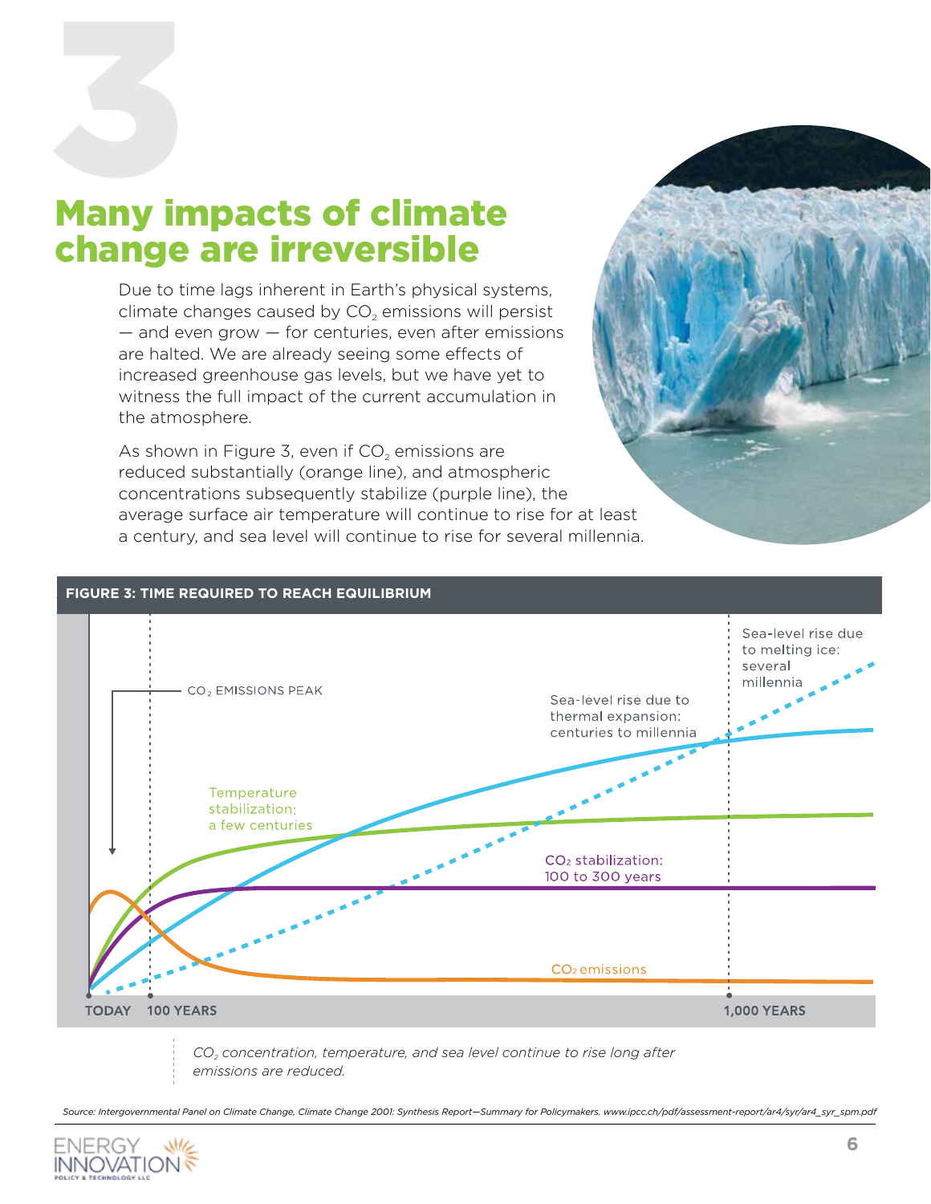# 3

## Many impacts of climate change are irreversible

Due to time lags inherent in Earth's physical systems, climate changes caused by $CO_2$ emissions will persist — and even grow — for centuries, even after emissions are halted. We are already seeing some effects of increased greenhouse gas levels, but we have yet to witness the full impact of the current accumulation in the atmosphere.

As shown in Figure 3, even if $CO_2$ emissions are reduced substantially (orange line), and atmospheric concentrations subsequently stabilize (purple line), the average surface air temperature will continue to rise for at least a century, and sea level will continue to rise for several millennia.

**FIGURE 3: TIME REQUIRED TO REACH EQUILIBRIUM**

$CO_2$ EMISSIONS PEAK

Sea-level rise due to melting ice: several millennia

Sea-level rise due to thermal expansion: centuries to millennia

Temperature stabilization: a few centuries

$CO_2$ stabilization: 100 to 300 years

$CO_2$ emissions

TODAY | 100 YEARS | 1,000 YEARS

*$CO_2$ concentration, temperature, and sea level continue to rise long after emissions are reduced.*

*Source: Intergovernmental Panel on Climate Change, Climate Change 2001: Synthesis Report—Summary for Policymakers. www.ipcc.ch/pdf/assessment-report/ar4/syr/ar4_syr_spm.pdf*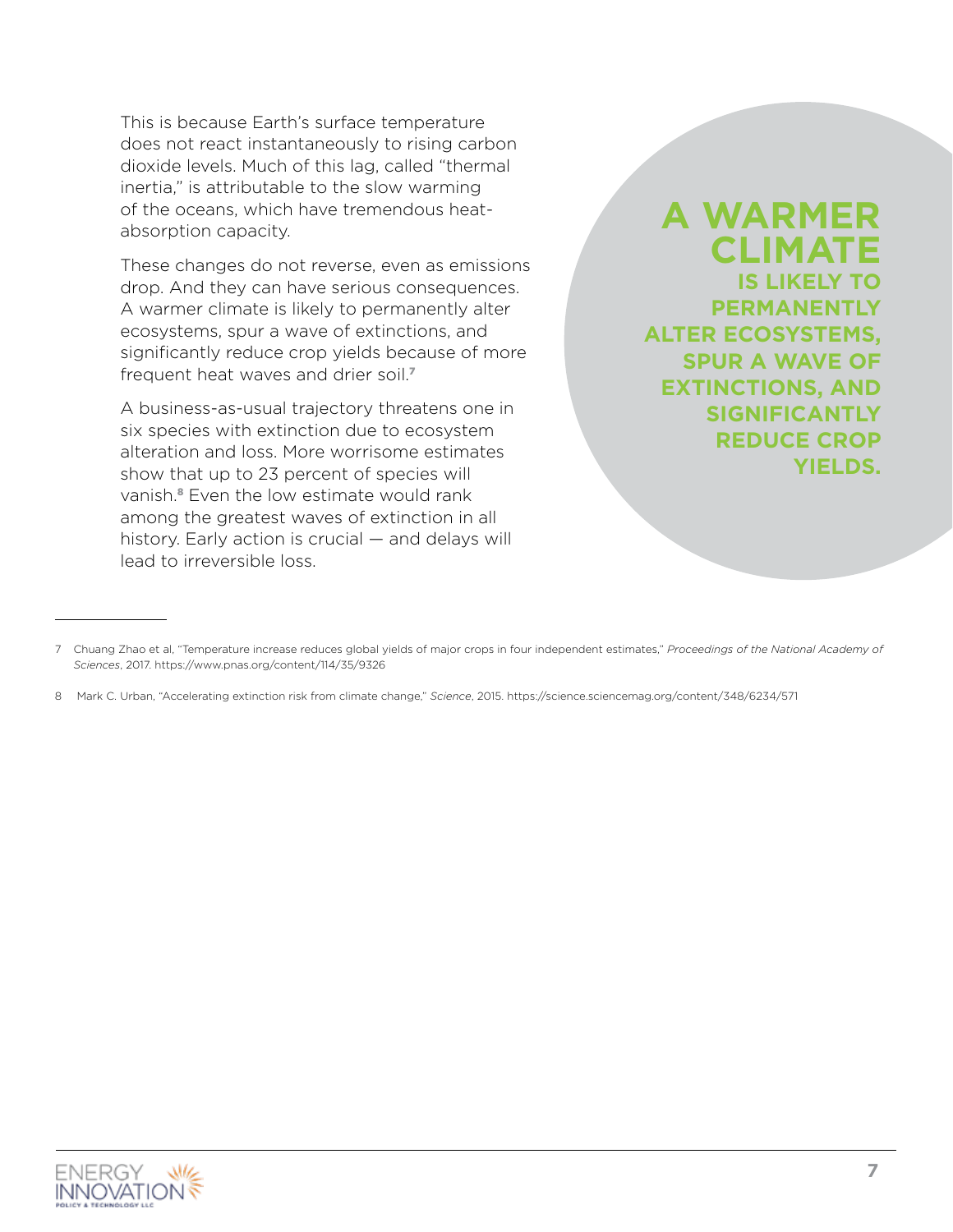This is because Earth's surface temperature does not react instantaneously to rising carbon dioxide levels. Much of this lag, called "thermal inertia," is attributable to the slow warming of the oceans, which have tremendous heat-absorption capacity.

These changes do not reverse, even as emissions drop. And they can have serious consequences. A warmer climate is likely to permanently alter ecosystems, spur a wave of extinctions, and significantly reduce crop yields because of more frequent heat waves and drier soil.[7]

A business-as-usual trajectory threatens one in six species with extinction due to ecosystem alteration and loss. More worrisome estimates show that up to 23 percent of species will vanish.[8] Even the low estimate would rank among the greatest waves of extinction in all history. Early action is crucial — and delays will lead to irreversible loss.

**A WARMER CLIMATE IS LIKELY TO PERMANENTLY ALTER ECOSYSTEMS, SPUR A WAVE OF EXTINCTIONS, AND SIGNIFICANTLY REDUCE CROP YIELDS.**

---

7 Chuang Zhao et al, "Temperature increase reduces global yields of major crops in four independent estimates," *Proceedings of the National Academy of Sciences*, 2017. https://www.pnas.org/content/114/35/9326

8 Mark C. Urban, "Accelerating extinction risk from climate change," *Science*, 2015. https://science.sciencemag.org/content/348/6234/571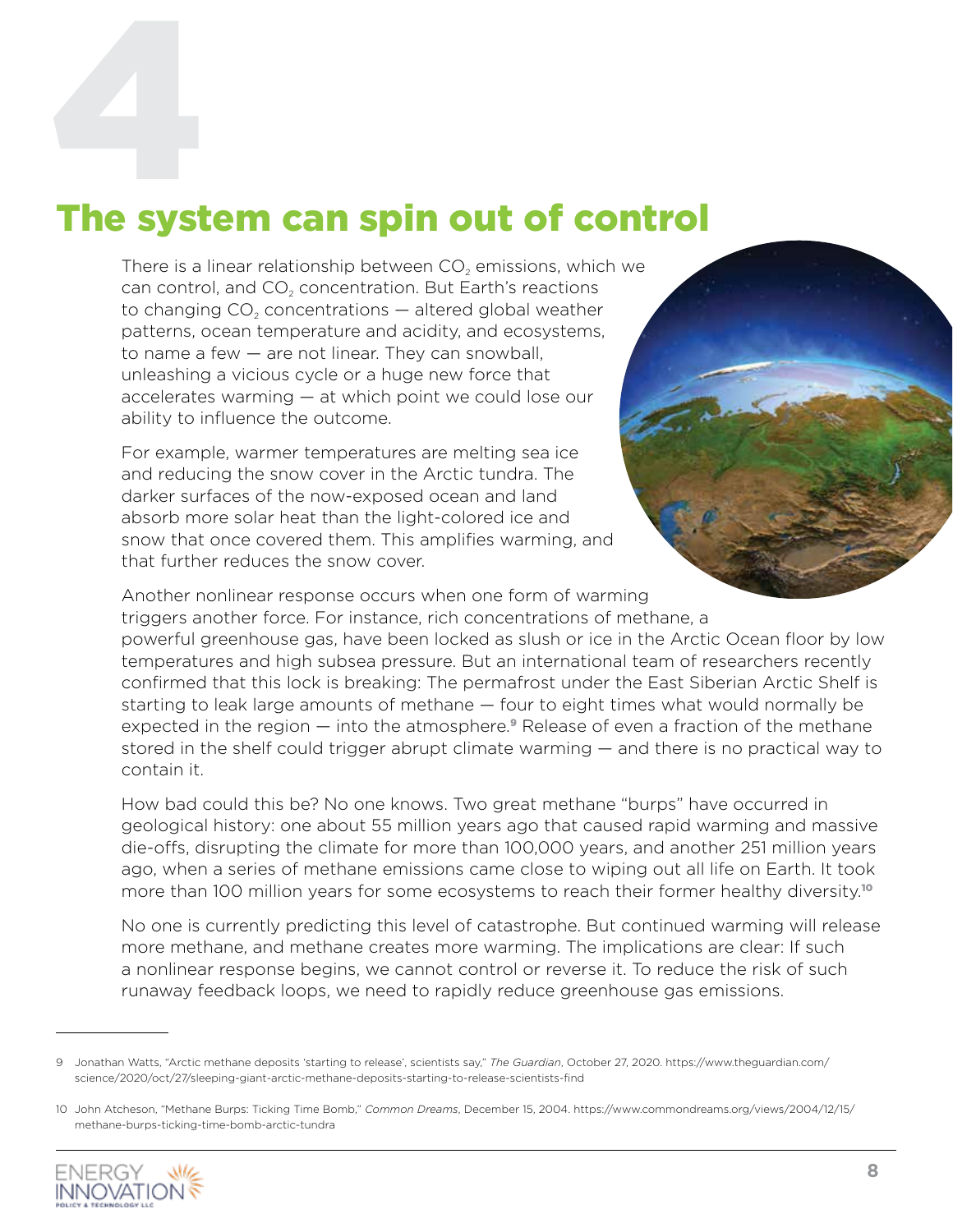# 4

## The system can spin out of control

There is a linear relationship between $CO_2$ emissions, which we can control, and $CO_2$ concentration. But Earth's reactions to changing $CO_2$ concentrations — altered global weather patterns, ocean temperature and acidity, and ecosystems, to name a few — are not linear. They can snowball, unleashing a vicious cycle or a huge new force that accelerates warming — at which point we could lose our ability to influence the outcome.

For example, warmer temperatures are melting sea ice and reducing the snow cover in the Arctic tundra. The darker surfaces of the now-exposed ocean and land absorb more solar heat than the light-colored ice and snow that once covered them. This amplifies warming, and that further reduces the snow cover.

Another nonlinear response occurs when one form of warming triggers another force. For instance, rich concentrations of methane, a powerful greenhouse gas, have been locked as slush or ice in the Arctic Ocean floor by low temperatures and high subsea pressure. But an international team of researchers recently confirmed that this lock is breaking: The permafrost under the East Siberian Arctic Shelf is starting to leak large amounts of methane — four to eight times what would normally be expected in the region — into the atmosphere.[9] Release of even a fraction of the methane stored in the shelf could trigger abrupt climate warming — and there is no practical way to contain it.

How bad could this be? No one knows. Two great methane "burps" have occurred in geological history: one about 55 million years ago that caused rapid warming and massive die-offs, disrupting the climate for more than 100,000 years, and another 251 million years ago, when a series of methane emissions came close to wiping out all life on Earth. It took more than 100 million years for some ecosystems to reach their former healthy diversity.[10]

No one is currently predicting this level of catastrophe. But continued warming will release more methane, and methane creates more warming. The implications are clear: If such a nonlinear response begins, we cannot control or reverse it. To reduce the risk of such runaway feedback loops, we need to rapidly reduce greenhouse gas emissions.

---

9 Jonathan Watts, "Arctic methane deposits 'starting to release', scientists say," *The Guardian*, October 27, 2020. https://www.theguardian.com/science/2020/oct/27/sleeping-giant-arctic-methane-deposits-starting-to-release-scientists-find

10 John Atcheson, "Methane Burps: Ticking Time Bomb," *Common Dreams*, December 15, 2004. https://www.commondreams.org/views/2004/12/15/methane-burps-ticking-time-bomb-arctic-tundra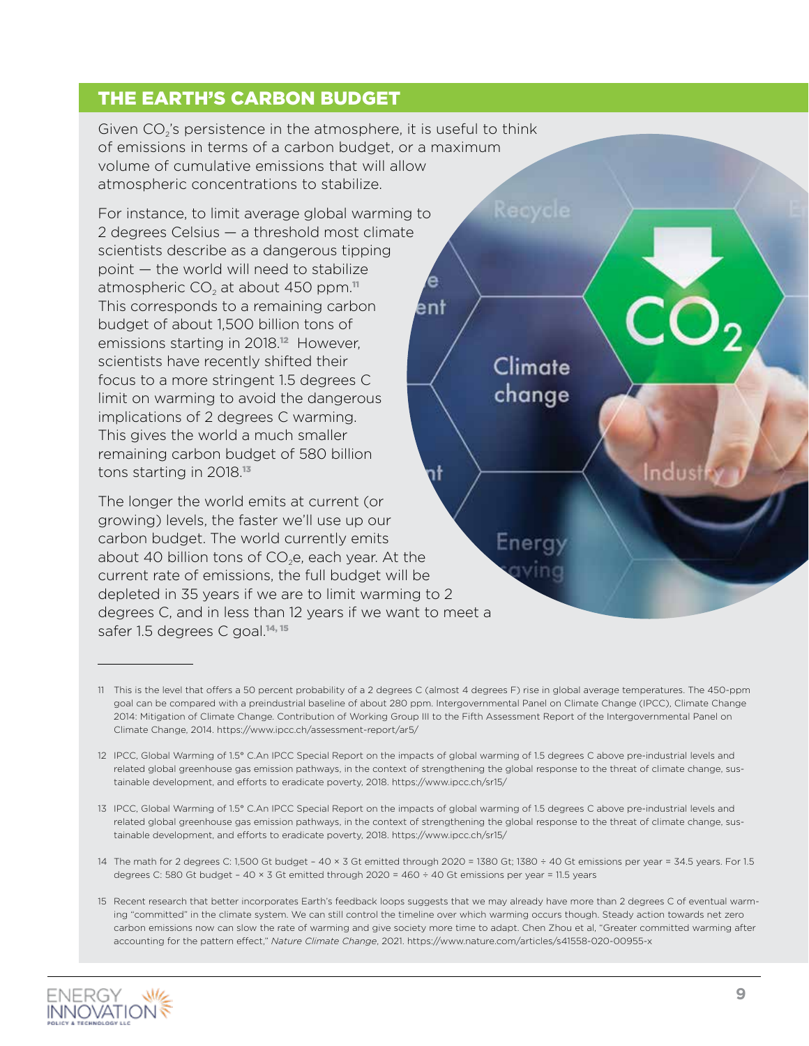## THE EARTH'S CARBON BUDGET

Given $CO_2$'s persistence in the atmosphere, it is useful to think of emissions in terms of a carbon budget, or a maximum volume of cumulative emissions that will allow atmospheric concentrations to stabilize.

For instance, to limit average global warming to 2 degrees Celsius — a threshold most climate scientists describe as a dangerous tipping point — the world will need to stabilize atmospheric $CO_2$ at about 450 ppm.[11] This corresponds to a remaining carbon budget of about 1,500 billion tons of emissions starting in 2018.[12] However, scientists have recently shifted their focus to a more stringent 1.5 degrees C limit on warming to avoid the dangerous implications of 2 degrees C warming. This gives the world a much smaller remaining carbon budget of 580 billion tons starting in 2018.[13]

The longer the world emits at current (or growing) levels, the faster we'll use up our carbon budget. The world currently emits about 40 billion tons of $CO_2e$, each year. At the current rate of emissions, the full budget will be depleted in 35 years if we are to limit warming to 2 degrees C, and in less than 12 years if we want to meet a safer 1.5 degrees C goal.[14, 15]

---

11 This is the level that offers a 50 percent probability of a 2 degrees C (almost 4 degrees F) rise in global average temperatures. The 450-ppm goal can be compared with a preindustrial baseline of about 280 ppm. Intergovernmental Panel on Climate Change (IPCC), Climate Change 2014: Mitigation of Climate Change. Contribution of Working Group III to the Fifth Assessment Report of the Intergovernmental Panel on Climate Change, 2014. https://www.ipcc.ch/assessment-report/ar5/

12 IPCC, Global Warming of 1.5° C.An IPCC Special Report on the impacts of global warming of 1.5 degrees C above pre-industrial levels and related global greenhouse gas emission pathways, in the context of strengthening the global response to the threat of climate change, sustainable development, and efforts to eradicate poverty, 2018. https://www.ipcc.ch/sr15/

13 IPCC, Global Warming of 1.5° C.An IPCC Special Report on the impacts of global warming of 1.5 degrees C above pre-industrial levels and related global greenhouse gas emission pathways, in the context of strengthening the global response to the threat of climate change, sustainable development, and efforts to eradicate poverty, 2018. https://www.ipcc.ch/sr15/

14 The math for 2 degrees C: 1,500 Gt budget – 40 × 3 Gt emitted through 2020 = 1380 Gt; 1380 ÷ 40 Gt emissions per year = 34.5 years. For 1.5 degrees C: 580 Gt budget – 40 × 3 Gt emitted through 2020 = 460 ÷ 40 Gt emissions per year = 11.5 years

15 Recent research that better incorporates Earth's feedback loops suggests that we may already have more than 2 degrees C of eventual warming "committed" in the climate system. We can still control the timeline over which warming occurs though. Steady action towards net zero carbon emissions now can slow the rate of warming and give society more time to adapt. Chen Zhou et al, "Greater committed warming after accounting for the pattern effect," *Nature Climate Change*, 2021. https://www.nature.com/articles/s41558-020-00955-x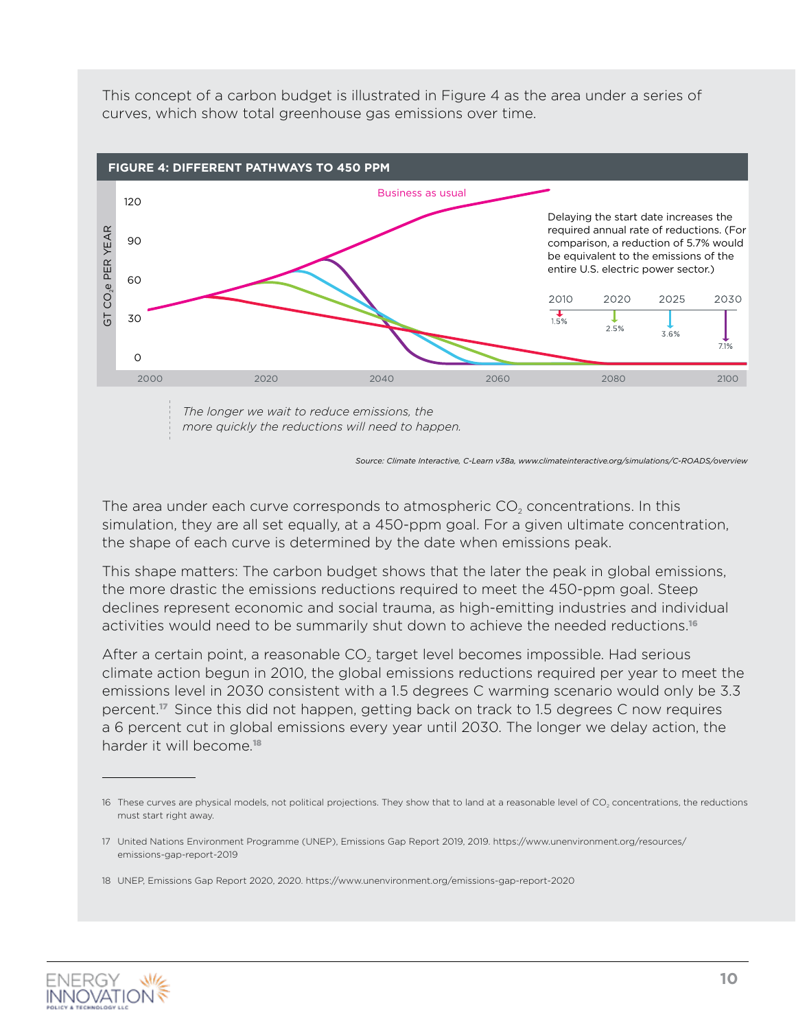This concept of a carbon budget is illustrated in Figure 4 as the area under a series of curves, which show total greenhouse gas emissions over time.

**FIGURE 4: DIFFERENT PATHWAYS TO 450 PPM**

Business as usual

Delaying the start date increases the required annual rate of reductions. (For comparison, a reduction of 5.7% would be equivalent to the emissions of the entire U.S. electric power sector.)

| 2010 | 2020 | 2025 | 2030 |
| --- | --- | --- | --- |
| 1.5% | 2.5% | 3.6% | 7.1% |

*The longer we wait to reduce emissions, the more quickly the reductions will need to happen.*

*Source: Climate Interactive, C-Learn v38a, www.climateinteractive.org/simulations/C-ROADS/overview*

The area under each curve corresponds to atmospheric $CO_2$ concentrations. In this simulation, they are all set equally, at a 450-ppm goal. For a given ultimate concentration, the shape of each curve is determined by the date when emissions peak.

This shape matters: The carbon budget shows that the later the peak in global emissions, the more drastic the emissions reductions required to meet the 450-ppm goal. Steep declines represent economic and social trauma, as high-emitting industries and individual activities would need to be summarily shut down to achieve the needed reductions.[16]

After a certain point, a reasonable $CO_2$ target level becomes impossible. Had serious climate action begun in 2010, the global emissions reductions required per year to meet the emissions level in 2030 consistent with a 1.5 degrees C warming scenario would only be 3.3 percent.[17] Since this did not happen, getting back on track to 1.5 degrees C now requires a 6 percent cut in global emissions every year until 2030. The longer we delay action, the harder it will become.[18]

---

16 These curves are physical models, not political projections. They show that to land at a reasonable level of $CO_2$ concentrations, the reductions must start right away.

17 United Nations Environment Programme (UNEP), Emissions Gap Report 2019, 2019. https://www.unenvironment.org/resources/emissions-gap-report-2019

18 UNEP, Emissions Gap Report 2020, 2020. https://www.unenvironment.org/emissions-gap-report-2020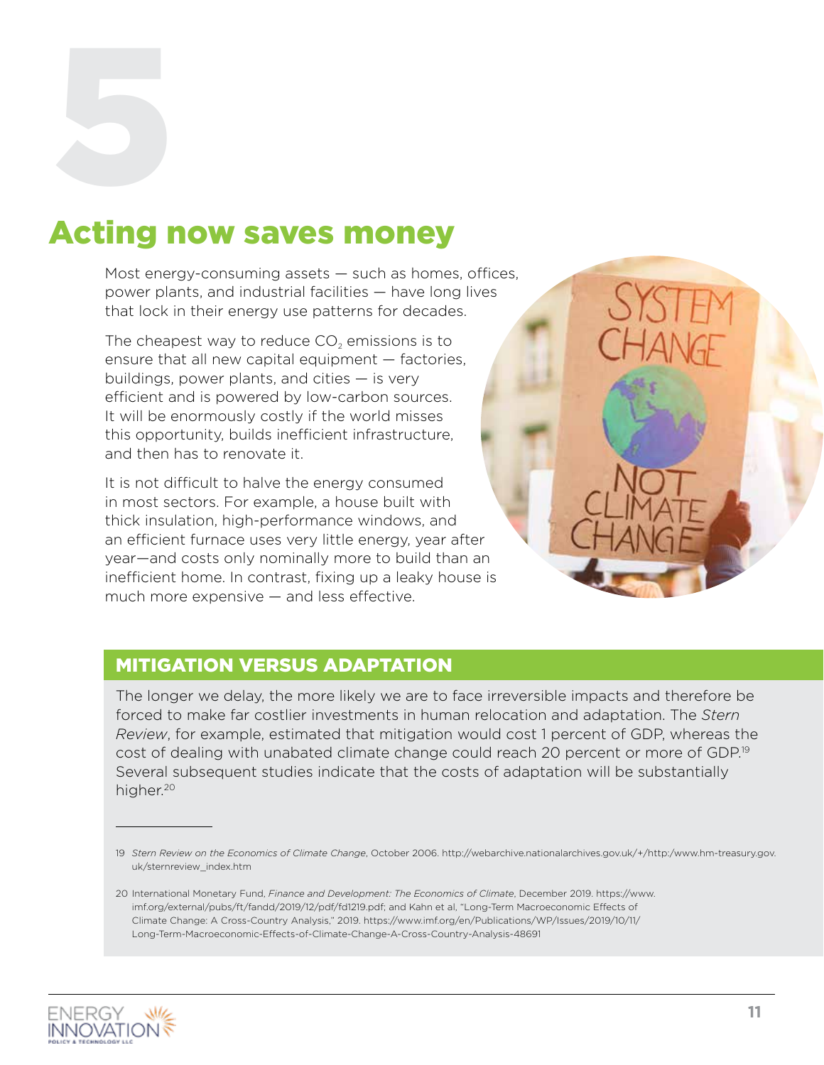# 5

# Acting now saves money

Most energy-consuming assets — such as homes, offices, power plants, and industrial facilities — have long lives that lock in their energy use patterns for decades.

The cheapest way to reduce $CO_2$ emissions is to ensure that all new capital equipment — factories, buildings, power plants, and cities — is very efficient and is powered by low-carbon sources. It will be enormously costly if the world misses this opportunity, builds inefficient infrastructure, and then has to renovate it.

It is not difficult to halve the energy consumed in most sectors. For example, a house built with thick insulation, high-performance windows, and an efficient furnace uses very little energy, year after year—and costs only nominally more to build than an inefficient home. In contrast, fixing up a leaky house is much more expensive — and less effective.

## MITIGATION VERSUS ADAPTATION

The longer we delay, the more likely we are to face irreversible impacts and therefore be forced to make far costlier investments in human relocation and adaptation. The *Stern Review*, for example, estimated that mitigation would cost 1 percent of GDP, whereas the cost of dealing with unabated climate change could reach 20 percent or more of GDP.[19] Several subsequent studies indicate that the costs of adaptation will be substantially higher.[20]

---

19 *Stern Review on the Economics of Climate Change*, October 2006. http://webarchive.nationalarchives.gov.uk/+/http:/www.hm-treasury.gov.uk/sternreview_index.htm

20 International Monetary Fund, *Finance and Development: The Economics of Climate*, December 2019. https://www.imf.org/external/pubs/ft/fandd/2019/12/pdf/fd1219.pdf; and Kahn et al, "Long-Term Macroeconomic Effects of Climate Change: A Cross-Country Analysis," 2019. https://www.imf.org/en/Publications/WP/Issues/2019/10/11/Long-Term-Macroeconomic-Effects-of-Climate-Change-A-Cross-Country-Analysis-48691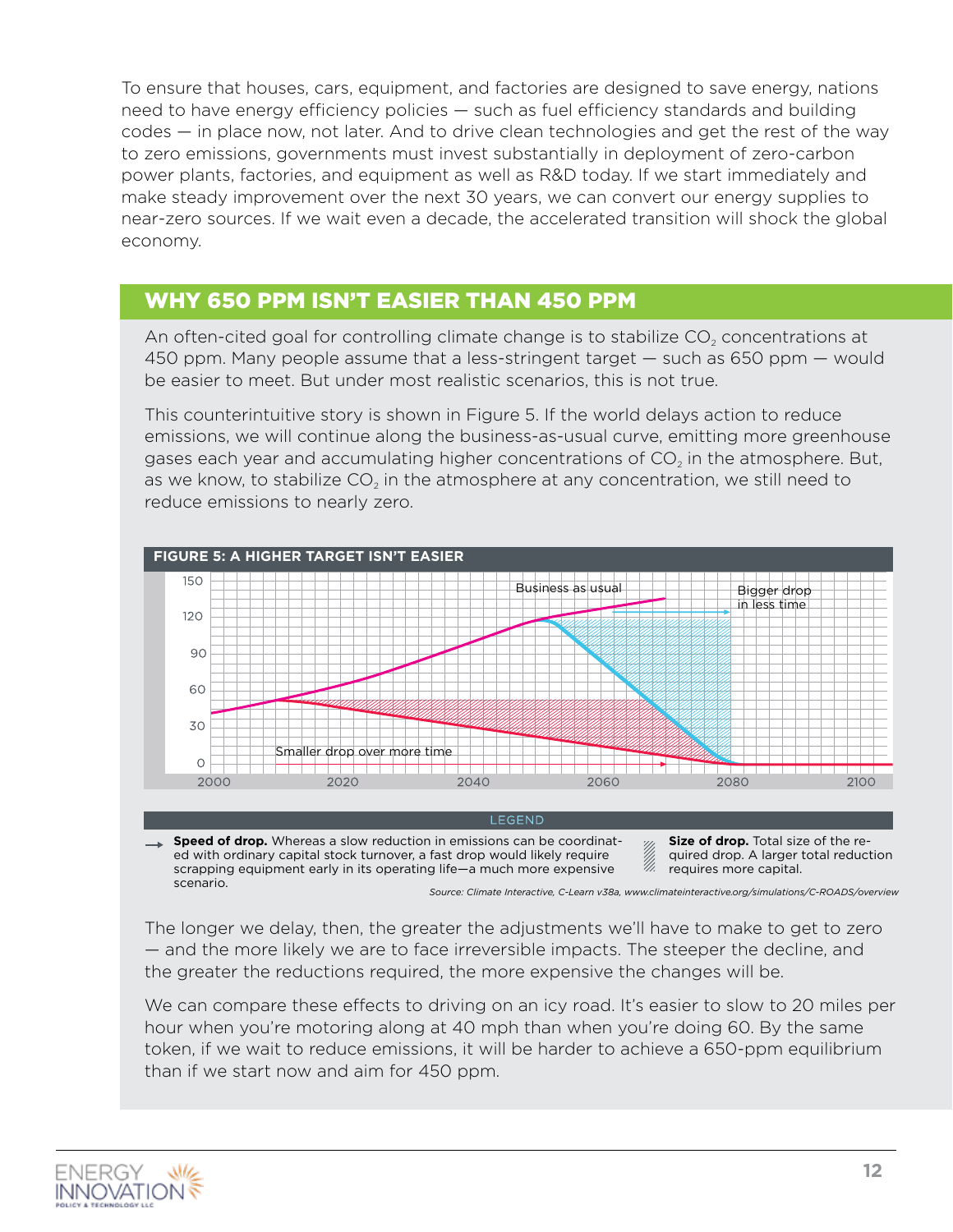To ensure that houses, cars, equipment, and factories are designed to save energy, nations need to have energy efficiency policies — such as fuel efficiency standards and building codes — in place now, not later. And to drive clean technologies and get the rest of the way to zero emissions, governments must invest substantially in deployment of zero-carbon power plants, factories, and equipment as well as R&D today. If we start immediately and make steady improvement over the next 30 years, we can convert our energy supplies to near-zero sources. If we wait even a decade, the accelerated transition will shock the global economy.

## WHY 650 PPM ISN'T EASIER THAN 450 PPM

An often-cited goal for controlling climate change is to stabilize $CO_2$ concentrations at 450 ppm. Many people assume that a less-stringent target — such as 650 ppm — would be easier to meet. But under most realistic scenarios, this is not true.

This counterintuitive story is shown in Figure 5. If the world delays action to reduce emissions, we will continue along the business-as-usual curve, emitting more greenhouse gases each year and accumulating higher concentrations of $CO_2$ in the atmosphere. But, as we know, to stabilize $CO_2$ in the atmosphere at any concentration, we still need to reduce emissions to nearly zero.

**FIGURE 5: A HIGHER TARGET ISN'T EASIER**

LEGEND

**Speed of drop.** Whereas a slow reduction in emissions can be coordinated with ordinary capital stock turnover, a fast drop would likely require scrapping equipment early in its operating life—a much more expensive scenario.

**Size of drop.** Total size of the required drop. A larger total reduction requires more capital.

*Source: Climate Interactive, C-Learn v38a, www.climateinteractive.org/simulations/C-ROADS/overview*

The longer we delay, then, the greater the adjustments we'll have to make to get to zero — and the more likely we are to face irreversible impacts. The steeper the decline, and the greater the reductions required, the more expensive the changes will be.

We can compare these effects to driving on an icy road. It's easier to slow to 20 miles per hour when you're motoring along at 40 mph than when you're doing 60. By the same token, if we wait to reduce emissions, it will be harder to achieve a 650-ppm equilibrium than if we start now and aim for 450 ppm.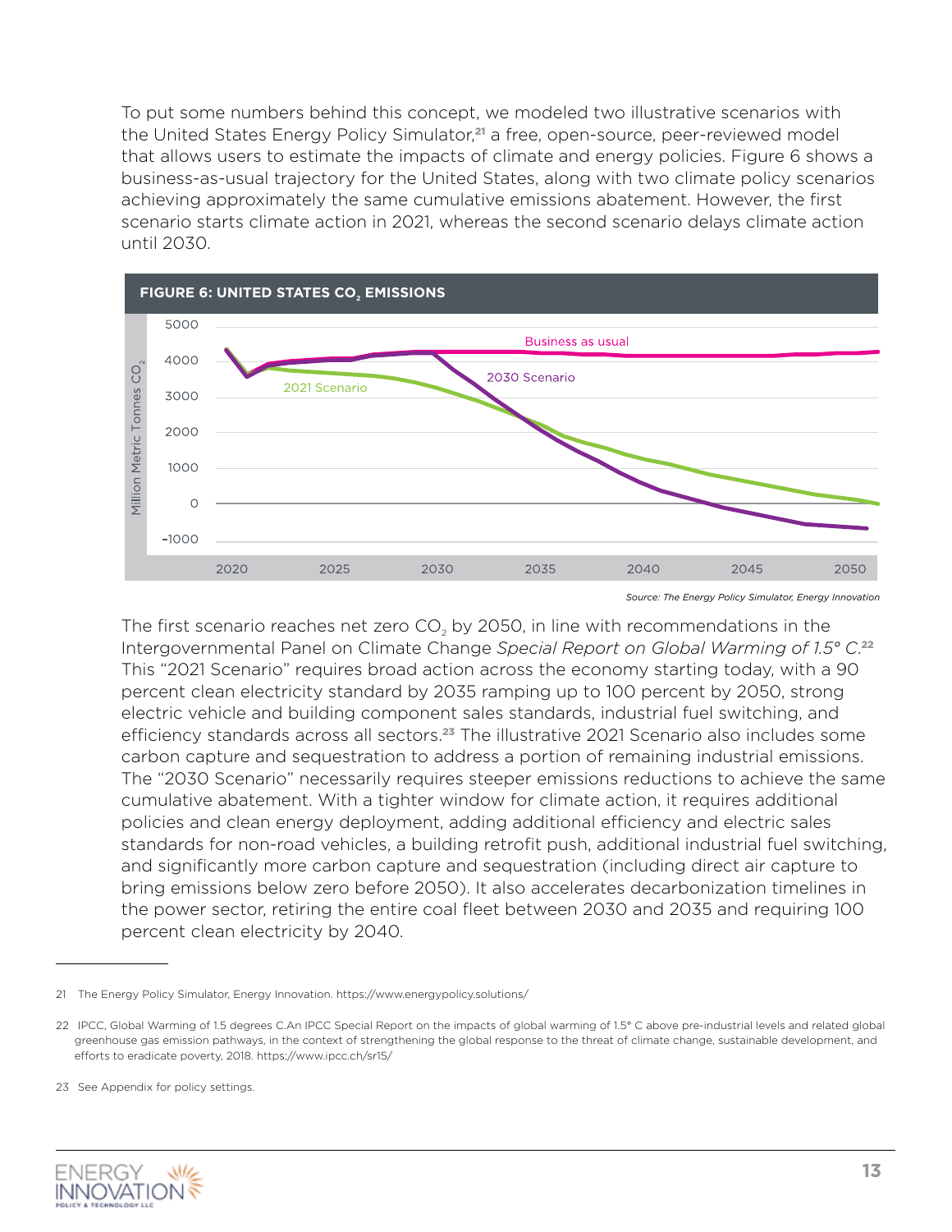To put some numbers behind this concept, we modeled two illustrative scenarios with the United States Energy Policy Simulator,[21] a free, open-source, peer-reviewed model that allows users to estimate the impacts of climate and energy policies. Figure 6 shows a business-as-usual trajectory for the United States, along with two climate policy scenarios achieving approximately the same cumulative emissions abatement. However, the first scenario starts climate action in 2021, whereas the second scenario delays climate action until 2030.

**FIGURE 6: UNITED STATES $CO_2$ EMISSIONS**

*Source: The Energy Policy Simulator, Energy Innovation*

The first scenario reaches net zero $CO_2$ by 2050, in line with recommendations in the Intergovernmental Panel on Climate Change *Special Report on Global Warming of 1.5° C*.[22] This "2021 Scenario" requires broad action across the economy starting today, with a 90 percent clean electricity standard by 2035 ramping up to 100 percent by 2050, strong electric vehicle and building component sales standards, industrial fuel switching, and efficiency standards across all sectors.[23] The illustrative 2021 Scenario also includes some carbon capture and sequestration to address a portion of remaining industrial emissions. The "2030 Scenario" necessarily requires steeper emissions reductions to achieve the same cumulative abatement. With a tighter window for climate action, it requires additional policies and clean energy deployment, adding additional efficiency and electric sales standards for non-road vehicles, a building retrofit push, additional industrial fuel switching, and significantly more carbon capture and sequestration (including direct air capture to bring emissions below zero before 2050). It also accelerates decarbonization timelines in the power sector, retiring the entire coal fleet between 2030 and 2035 and requiring 100 percent clean electricity by 2040.

---

21 The Energy Policy Simulator, Energy Innovation. https://www.energypolicy.solutions/

22 IPCC, Global Warming of 1.5 degrees C.An IPCC Special Report on the impacts of global warming of 1.5° C above pre-industrial levels and related global greenhouse gas emission pathways, in the context of strengthening the global response to the threat of climate change, sustainable development, and efforts to eradicate poverty, 2018. https://www.ipcc.ch/sr15/

23 See Appendix for policy settings.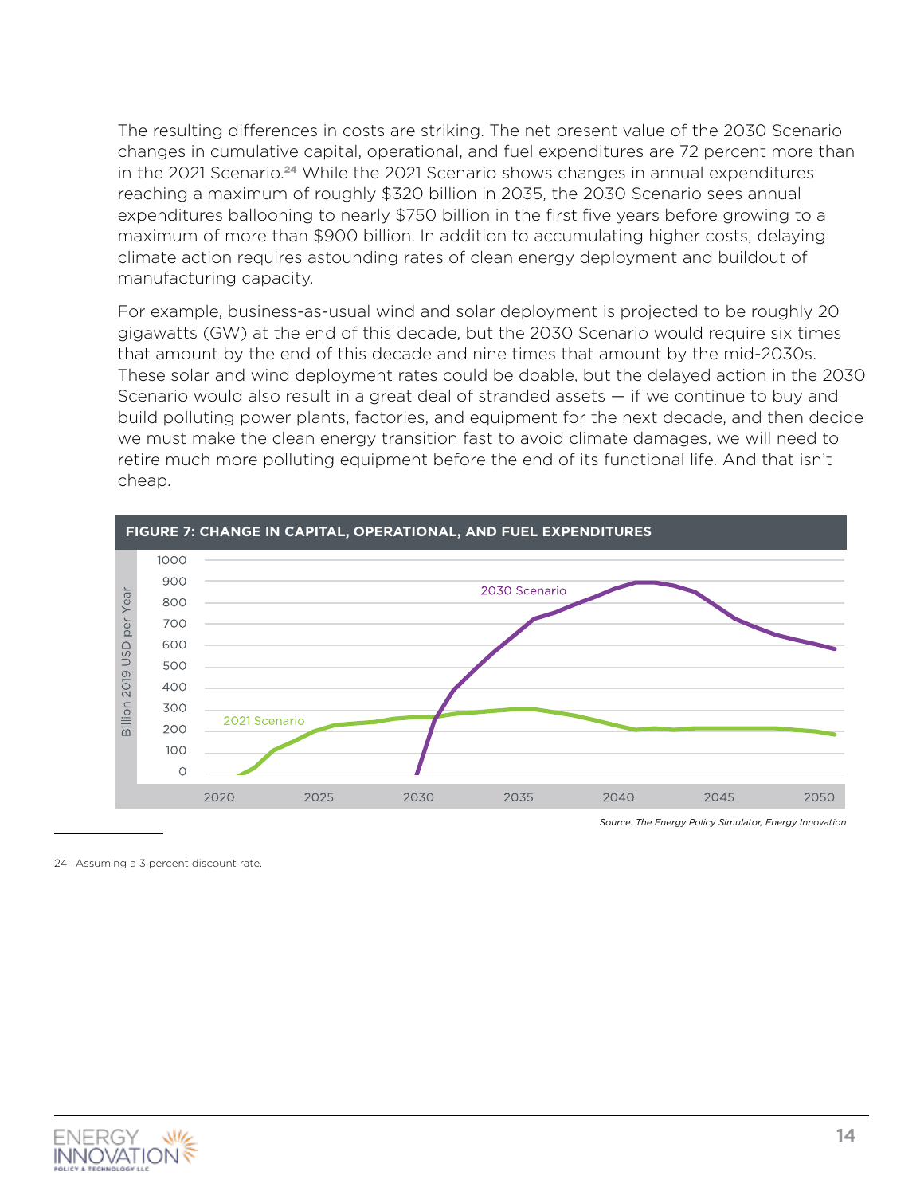The resulting differences in costs are striking. The net present value of the 2030 Scenario changes in cumulative capital, operational, and fuel expenditures are 72 percent more than in the 2021 Scenario.[24] While the 2021 Scenario shows changes in annual expenditures reaching a maximum of roughly $320 billion in 2035, the 2030 Scenario sees annual expenditures ballooning to nearly $750 billion in the first five years before growing to a maximum of more than $900 billion. In addition to accumulating higher costs, delaying climate action requires astounding rates of clean energy deployment and buildout of manufacturing capacity.

For example, business-as-usual wind and solar deployment is projected to be roughly 20 gigawatts (GW) at the end of this decade, but the 2030 Scenario would require six times that amount by the end of this decade and nine times that amount by the mid-2030s. These solar and wind deployment rates could be doable, but the delayed action in the 2030 Scenario would also result in a great deal of stranded assets — if we continue to buy and build polluting power plants, factories, and equipment for the next decade, and then decide we must make the clean energy transition fast to avoid climate damages, we will need to retire much more polluting equipment before the end of its functional life. And that isn't cheap.

**FIGURE 7: CHANGE IN CAPITAL, OPERATIONAL, AND FUEL EXPENDITURES**

*Source: The Energy Policy Simulator, Energy Innovation*

24 Assuming a 3 percent discount rate.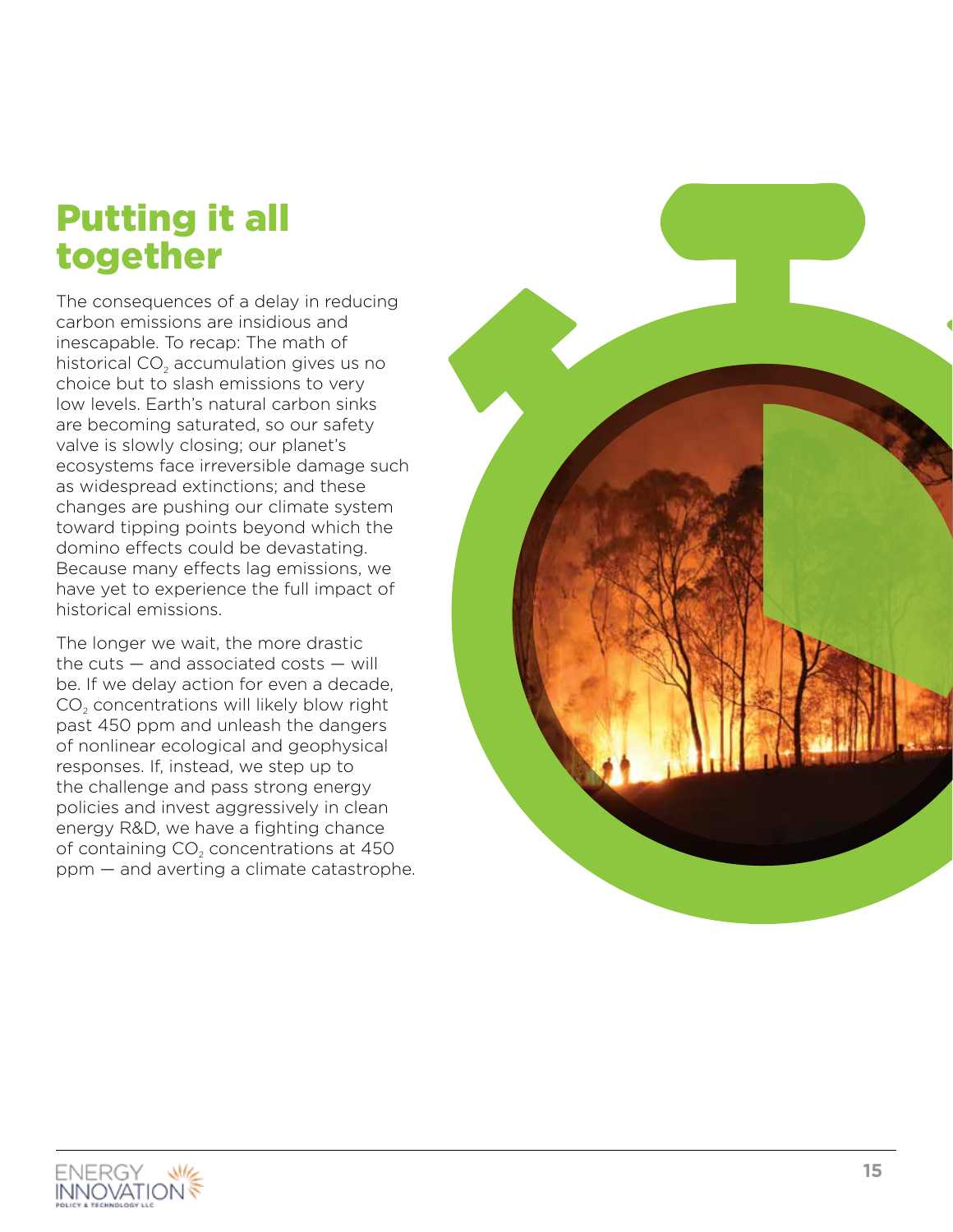# Putting it all together

The consequences of a delay in reducing carbon emissions are insidious and inescapable. To recap: The math of historical $CO_2$ accumulation gives us no choice but to slash emissions to very low levels. Earth's natural carbon sinks are becoming saturated, so our safety valve is slowly closing; our planet's ecosystems face irreversible damage such as widespread extinctions; and these changes are pushing our climate system toward tipping points beyond which the domino effects could be devastating. Because many effects lag emissions, we have yet to experience the full impact of historical emissions.

The longer we wait, the more drastic the cuts — and associated costs — will be. If we delay action for even a decade, $CO_2$ concentrations will likely blow right past 450 ppm and unleash the dangers of nonlinear ecological and geophysical responses. If, instead, we step up to the challenge and pass strong energy policies and invest aggressively in clean energy R&D, we have a fighting chance of containing $CO_2$ concentrations at 450 ppm — and averting a climate catastrophe.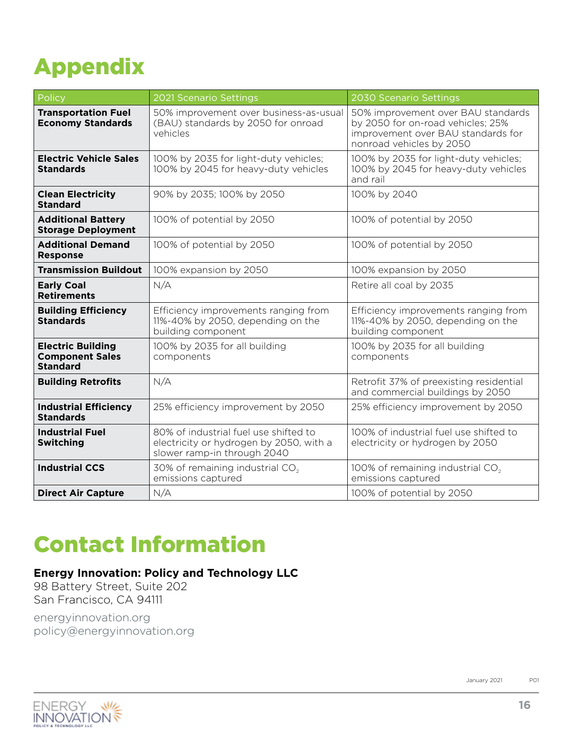# Appendix

| Policy | 2021 Scenario Settings | 2030 Scenario Settings |
|---|---|---|
| **Transportation Fuel Economy Standards** | 50% improvement over business-as-usual (BAU) standards by 2050 for onroad vehicles | 50% improvement over BAU standards by 2050 for on-road vehicles; 25% improvement over BAU standards for nonroad vehicles by 2050 |
| **Electric Vehicle Sales Standards** | 100% by 2035 for light-duty vehicles; 100% by 2045 for heavy-duty vehicles | 100% by 2035 for light-duty vehicles; 100% by 2045 for heavy-duty vehicles and rail |
| **Clean Electricity Standard** | 90% by 2035; 100% by 2050 | 100% by 2040 |
| **Additional Battery Storage Deployment** | 100% of potential by 2050 | 100% of potential by 2050 |
| **Additional Demand Response** | 100% of potential by 2050 | 100% of potential by 2050 |
| **Transmission Buildout** | 100% expansion by 2050 | 100% expansion by 2050 |
| **Early Coal Retirements** | N/A | Retire all coal by 2035 |
| **Building Efficiency Standards** | Efficiency improvements ranging from 11%-40% by 2050, depending on the building component | Efficiency improvements ranging from 11%-40% by 2050, depending on the building component |
| **Electric Building Component Sales Standard** | 100% by 2035 for all building components | 100% by 2035 for all building components |
| **Building Retrofits** | N/A | Retrofit 37% of preexisting residential and commercial buildings by 2050 |
| **Industrial Efficiency Standards** | 25% efficiency improvement by 2050 | 25% efficiency improvement by 2050 |
| **Industrial Fuel Switching** | 80% of industrial fuel use shifted to electricity or hydrogen by 2050, with a slower ramp-in through 2040 | 100% of industrial fuel use shifted to electricity or hydrogen by 2050 |
| **Industrial CCS** | 30% of remaining industrial $CO_2$ emissions captured | 100% of remaining industrial $CO_2$ emissions captured |
| **Direct Air Capture** | N/A | 100% of potential by 2050 |

# Contact Information

**Energy Innovation: Policy and Technology LLC**
98 Battery Street, Suite 202
San Francisco, CA 94111

energyinnovation.org
policy@energyinnovation.org

January 2021 P01